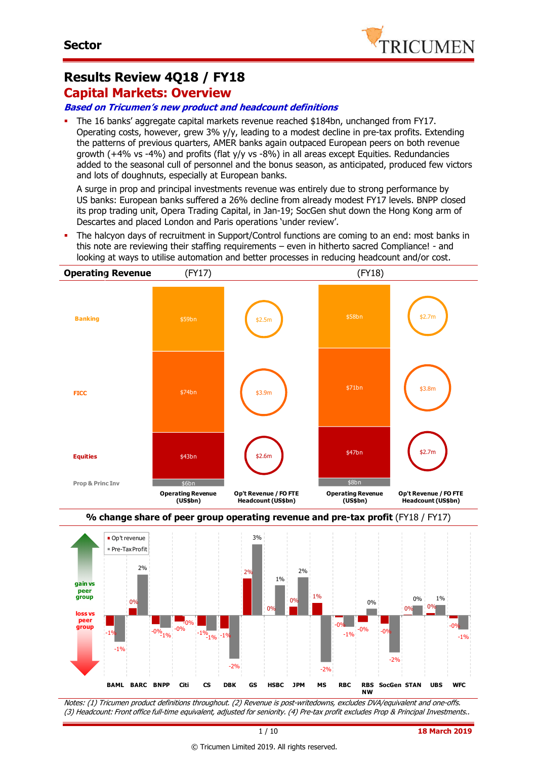Sector

# Results Review 4Q18 / FY18

## Capital Markets: Overview

***Based on Tricumen's new product and headcount definitions***

- The 16 banks' aggregate capital markets revenue reached \$184bn, unchanged from FY17. Operating costs, however, grew 3% y/y, leading to a modest decline in pre-tax profits. Extending the patterns of previous quarters, AMER banks again outpaced European peers on both revenue growth (+4% vs -4%) and profits (flat y/y vs -8%) in all areas except Equities. Redundancies added to the seasonal cull of personnel and the bonus season, as anticipated, produced few victors and lots of doughnuts, especially at European banks.

  A surge in prop and principal investments revenue was entirely due to strong performance by US banks: European banks suffered a 26% decline from already modest FY17 levels. BNPP closed its prop trading unit, Opera Trading Capital, in Jan-19; SocGen shut down the Hong Kong arm of Descartes and placed London and Paris operations 'under review'.

- The halcyon days of recruitment in Support/Control functions are coming to an end: most banks in this note are reviewing their staffing requirements – even in hitherto sacred Compliance! - and looking at ways to utilise automation and better processes in reducing headcount and/or cost.

**Operating Revenue**

| | Operating Revenue (US\$bn) (FY17) | Op't Revenue / FO FTE Headcount (US\$bn) (FY17) | Operating Revenue (US\$bn) (FY18) | Op't Revenue / FO FTE Headcount (US\$bn) (FY18) |
|---|---|---|---|---|
| Banking | \$59bn | \$2.5m | \$58bn | \$2.7m |
| FICC | \$74bn | \$3.9m | \$71bn | \$3.8m |
| Equities | \$43bn | \$2.6m | \$47bn | \$2.7m |
| Prop & Princ Inv | \$6bn | | \$8bn | |

**% change share of peer group operating revenue and pre-tax profit** (FY18 / FY17)

| Bank | Op't revenue | Pre-Tax Profit |
|---|---|---|
| BAML | -1% | -1% |
| BARC | 0% | 2% |
| BNPP | -0% | -1% |
| Citi | -0% | -0% |
| CS | -1% | -1% |
| DBK | -1% | -2% |
| GS | 2% | 3% |
| HSBC | 0% | 1% |
| JPM | 0% | 2% |
| MS | 1% | -2% |
| RBC | -0% | -1% |
| RBS NW | -0% | 0% |
| SocGen | -0% | -2% |
| STAN | 0% | 0% |
| UBS | 0% | 1% |
| WFC | -0% | -1% |

*Notes: (1) Tricumen product definitions throughout. (2) Revenue is post-writedowns, excludes DVA/equivalent and one-offs. (3) Headcount: Front office full-time equivalent, adjusted for seniority. (4) Pre-tax profit excludes Prop & Principal Investments..*

18 March 2019

© Tricumen Limited 2019. All rights reserved.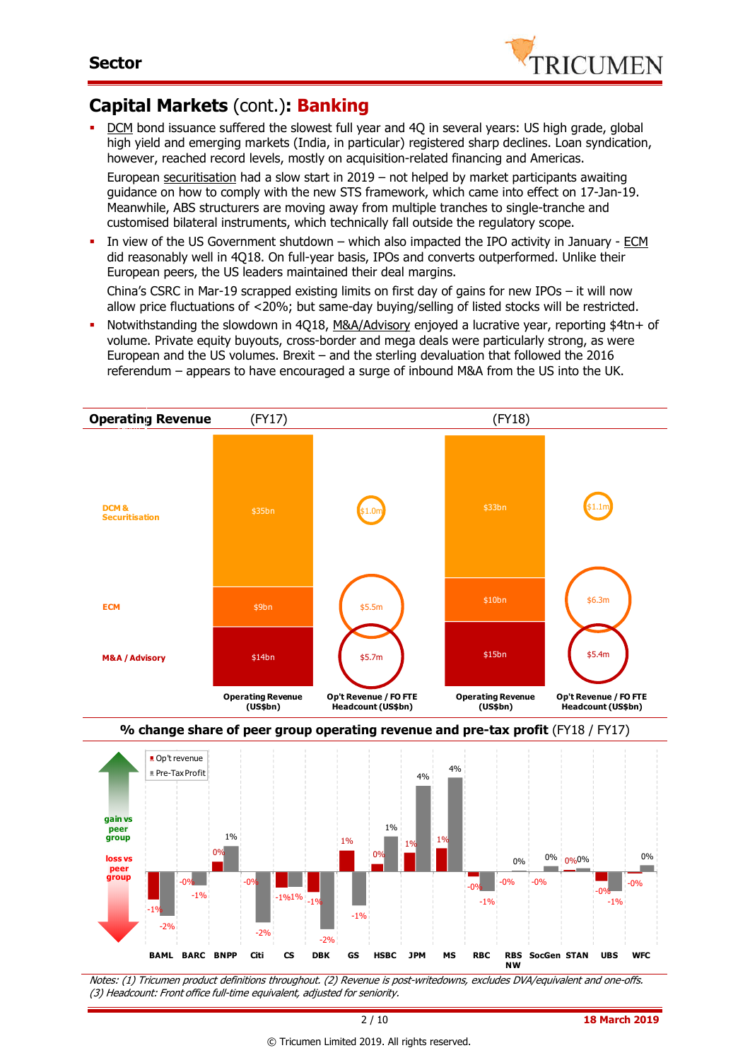## Capital Markets (cont.): Banking

- DCM bond issuance suffered the slowest full year and 4Q in several years: US high grade, global high yield and emerging markets (India, in particular) registered sharp declines. Loan syndication, however, reached record levels, mostly on acquisition-related financing and Americas.

  European securitisation had a slow start in 2019 – not helped by market participants awaiting guidance on how to comply with the new STS framework, which came into effect on 17-Jan-19. Meanwhile, ABS structurers are moving away from multiple tranches to single-tranche and customised bilateral instruments, which technically fall outside the regulatory scope.

- In view of the US Government shutdown – which also impacted the IPO activity in January - ECM did reasonably well in 4Q18. On full-year basis, IPOs and converts outperformed. Unlike their European peers, the US leaders maintained their deal margins.

  China's CSRC in Mar-19 scrapped existing limits on first day of gains for new IPOs – it will now allow price fluctuations of <20%; but same-day buying/selling of listed stocks will be restricted.

- Notwithstanding the slowdown in 4Q18, M&A/Advisory enjoyed a lucrative year, reporting $4tn+ of volume. Private equity buyouts, cross-border and mega deals were particularly strong, as were European and the US volumes. Brexit – and the sterling devaluation that followed the 2016 referendum – appears to have encouraged a surge of inbound M&A from the US into the UK.

### Operating Revenue

| | (FY17) Operating Revenue (US$bn) | (FY17) Op't Revenue / FO FTE Headcount (US$bn) | (FY18) Operating Revenue (US$bn) | (FY18) Op't Revenue / FO FTE Headcount (US$bn) |
|---|---|---|---|---|
| DCM & Securitisation | $35bn | $1.0m | $33bn | $1.1m |
| ECM | $9bn | $5.5m | $10bn | $6.3m |
| M&A / Advisory | $14bn | $5.7m | $15bn | $5.4m |

### % change share of peer group operating revenue and pre-tax profit (FY18 / FY17)

| | BAML | BARC | BNPP | Citi | CS | DBK | GS | HSBC | JPM | MS | RBC | RBS NW | SocGen | STAN | UBS | WFC |
|---|---|---|---|---|---|---|---|---|---|---|---|---|---|---|---|---|
| Op't revenue | -1% | -0% | 0% | -0% | -1% | -1% | 1% | 0% | 1% | 1% | -0% | -0% | -0% | 0% | -0% | -0% |
| Pre-Tax Profit | -2% | -1% | 1% | -2% | 1% | -2% | -1% | 1% | 4% | 4% | -1% | 0% | 0% | 0% | -1% | 0% |

Notes: (1) Tricumen product definitions throughout. (2) Revenue is post-writedowns, excludes DVA/equivalent and one-offs. (3) Headcount: Front office full-time equivalent, adjusted for seniority.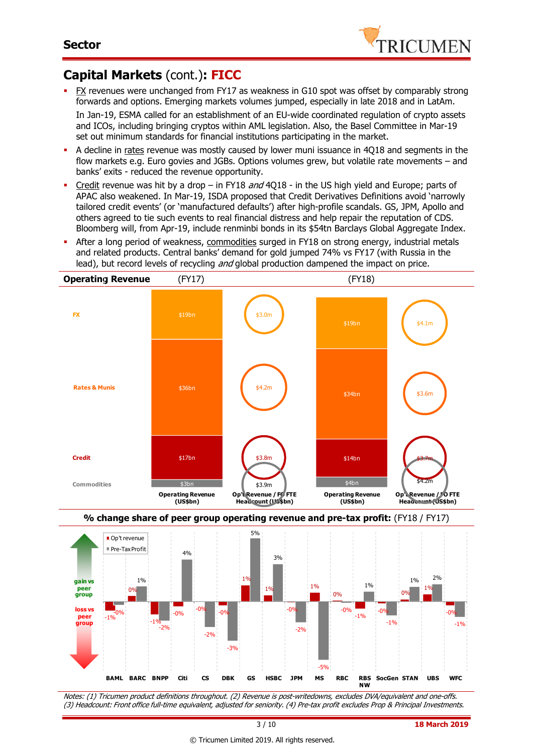## Capital Markets (cont.): FICC

- FX revenues were unchanged from FY17 as weakness in G10 spot was offset by comparably strong forwards and options. Emerging markets volumes jumped, especially in late 2018 and in LatAm.

  In Jan-19, ESMA called for an establishment of an EU-wide coordinated regulation of crypto assets and ICOs, including bringing cryptos within AML legislation. Also, the Basel Committee in Mar-19 set out minimum standards for financial institutions participating in the market.
- A decline in rates revenue was mostly caused by lower muni issuance in 4Q18 and segments in the flow markets e.g. Euro govies and JGBs. Options volumes grew, but volatile rate movements – and banks' exits - reduced the revenue opportunity.
- Credit revenue was hit by a drop – in FY18 *and* 4Q18 - in the US high yield and Europe; parts of APAC also weakened. In Mar-19, ISDA proposed that Credit Derivatives Definitions avoid 'narrowly tailored credit events' (or 'manufactured defaults') after high-profile scandals. GS, JPM, Apollo and others agreed to tie such events to real financial distress and help repair the reputation of CDS. Bloomberg will, from Apr-19, include renminbi bonds in its $54tn Barclays Global Aggregate Index.
- After a long period of weakness, commodities surged in FY18 on strong energy, industrial metals and related products. Central banks' demand for gold jumped 74% vs FY17 (with Russia in the lead), but record levels of recycling *and* global production dampened the impact on price.

### Operating Revenue

| | FY17 Operating Revenue (US$bn) | FY17 Op't Revenue / FO FTE Headcount (US$bn) | FY18 Operating Revenue (US$bn) | FY18 Op't Revenue / FO FTE Headcount (US$bn) |
|---|---|---|---|---|
| FX | $19bn | $3.0m | $19bn | $4.1m |
| Rates & Munis | $36bn | $4.2m | $34bn | $3.6m |
| Credit | $17bn | $3.8m | $14bn | $3.7m |
| Commodities | $3bn | $3.9m | $4bn | $4.2m |

### % change share of peer group operating revenue and pre-tax profit: (FY18 / FY17)

| | BAML | BARC | BNPP | Citi | CS | DBK | GS | HSBC | JPM | MS | RBC | RBS NW | SocGen | STAN | UBS | WFC |
|---|---|---|---|---|---|---|---|---|---|---|---|---|---|---|---|---|
| Op't revenue | -1% | 0% | -1% | -0% | -0% | -0% | 1% | 1% | -0% | 1% | 0% | -1% | -0% | 0% | 1% | -0% |
| Pre-Tax Profit | -0% | 1% | -2% | 4% | -2% | -3% | 5% | 3% | -2% | -5% | -0% | 1% | -1% | 1% | 2% | -1% |

Notes: (1) Tricumen product definitions throughout. (2) Revenue is post-writedowns, excludes DVA/equivalent and one-offs. (3) Headcount: Front office full-time equivalent, adjusted for seniority. (4) Pre-tax profit excludes Prop & Principal Investments.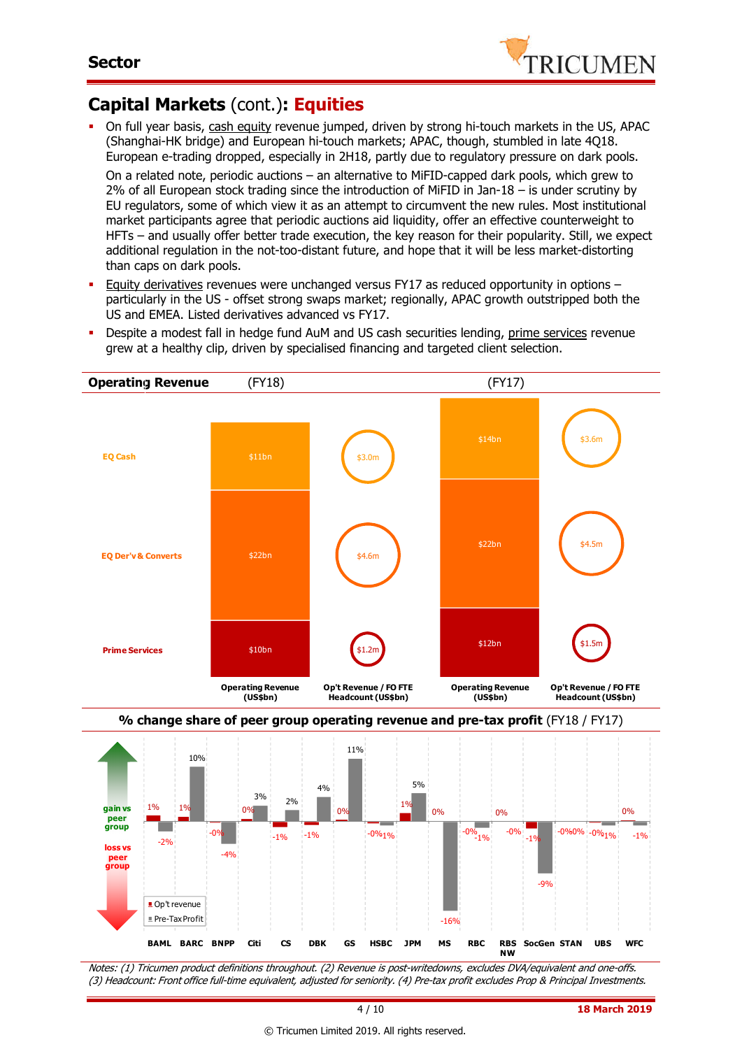## Capital Markets (cont.): **Equities**

- On full year basis, cash equity revenue jumped, driven by strong hi-touch markets in the US, APAC (Shanghai-HK bridge) and European hi-touch markets; APAC, though, stumbled in late 4Q18. European e-trading dropped, especially in 2H18, partly due to regulatory pressure on dark pools.

  On a related note, periodic auctions – an alternative to MiFID-capped dark pools, which grew to 2% of all European stock trading since the introduction of MiFID in Jan-18 – is under scrutiny by EU regulators, some of which view it as an attempt to circumvent the new rules. Most institutional market participants agree that periodic auctions aid liquidity, offer an effective counterweight to HFTs – and usually offer better trade execution, the key reason for their popularity. Still, we expect additional regulation in the not-too-distant future, and hope that it will be less market-distorting than caps on dark pools.
- Equity derivatives revenues were unchanged versus FY17 as reduced opportunity in options – particularly in the US - offset strong swaps market; regionally, APAC growth outstripped both the US and EMEA. Listed derivatives advanced vs FY17.
- Despite a modest fall in hedge fund AuM and US cash securities lending, prime services revenue grew at a healthy clip, driven by specialised financing and targeted client selection.

**Operating Revenue**

| | (FY18) Operating Revenue (US$bn) | (FY18) Op't Revenue / FO FTE Headcount (US$bn) | (FY17) Operating Revenue (US$bn) | (FY17) Op't Revenue / FO FTE Headcount (US$bn) |
|---|---|---|---|---|
| EQ Cash | $11bn | $3.0m | $14bn | $3.6m |
| EQ Der'v & Converts | $22bn | $4.6m | $22bn | $4.5m |
| Prime Services | $10bn | $1.2m | $12bn | $1.5m |

**% change share of peer group operating revenue and pre-tax profit** (FY18 / FY17)

| | BAML | BARC | BNPP | Citi | CS | DBK | GS | HSBC | JPM | MS | RBC | RBS NW | SocGen | STAN | UBS | WFC |
|---|---|---|---|---|---|---|---|---|---|---|---|---|---|---|---|---|
| Op't revenue | 1% | 1% | -0% | 0% | -1% | -1% | 0% | -0% | 1% | 0% | -0% | 0% | -1% | -0% | -0% | 0% |
| Pre-Tax Profit | -2% | 10% | -4% | 3% | 2% | 4% | 11% | -1% | 5% | -16% | -1% | -0% | -9% | 0% | -1% | -1% |

*Notes: (1) Tricumen product definitions throughout. (2) Revenue is post-writedowns, excludes DVA/equivalent and one-offs. (3) Headcount: Front office full-time equivalent, adjusted for seniority. (4) Pre-tax profit excludes Prop & Principal Investments.*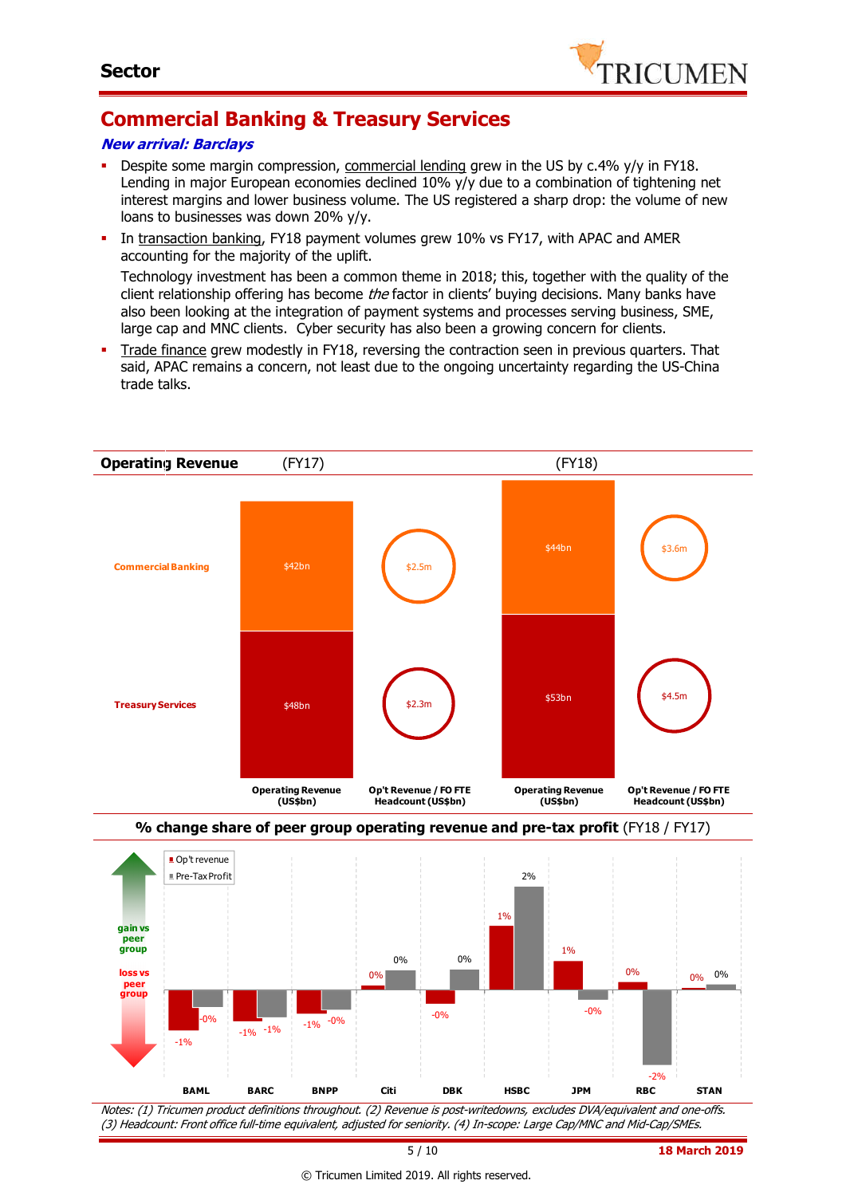## Commercial Banking & Treasury Services

***New arrival: Barclays***

- Despite some margin compression, commercial lending grew in the US by c.4% y/y in FY18. Lending in major European economies declined 10% y/y due to a combination of tightening net interest margins and lower business volume. The US registered a sharp drop: the volume of new loans to businesses was down 20% y/y.
- In transaction banking, FY18 payment volumes grew 10% vs FY17, with APAC and AMER accounting for the majority of the uplift.

  Technology investment has been a common theme in 2018; this, together with the quality of the client relationship offering has become *the* factor in clients' buying decisions. Many banks have also been looking at the integration of payment systems and processes serving business, SME, large cap and MNC clients. Cyber security has also been a growing concern for clients.
- Trade finance grew modestly in FY18, reversing the contraction seen in previous quarters. That said, APAC remains a concern, not least due to the ongoing uncertainty regarding the US-China trade talks.

**Operating Revenue**

| | Operating Revenue (US$bn) (FY17) | Op't Revenue / FO FTE Headcount (US$bn) (FY17) | Operating Revenue (US$bn) (FY18) | Op't Revenue / FO FTE Headcount (US$bn) (FY18) |
|---|---|---|---|---|
| Commercial Banking | $42bn | $2.5m | $44bn | $3.6m |
| Treasury Services | $48bn | $2.3m | $53bn | $4.5m |

**% change share of peer group operating revenue and pre-tax profit** (FY18 / FY17)

| | BAML | BARC | BNPP | Citi | DBK | HSBC | JPM | RBC | STAN |
|---|---|---|---|---|---|---|---|---|---|
| Op't revenue | -1% | -1% | -1% | 0% | -0% | 1% | 1% | 0% | 0% |
| Pre-Tax Profit | -0% | -1% | -0% | 0% | 0% | 2% | -0% | -2% | 0% |

*Notes: (1) Tricumen product definitions throughout. (2) Revenue is post-writedowns, excludes DVA/equivalent and one-offs. (3) Headcount: Front office full-time equivalent, adjusted for seniority. (4) In-scope: Large Cap/MNC and Mid-Cap/SMEs.*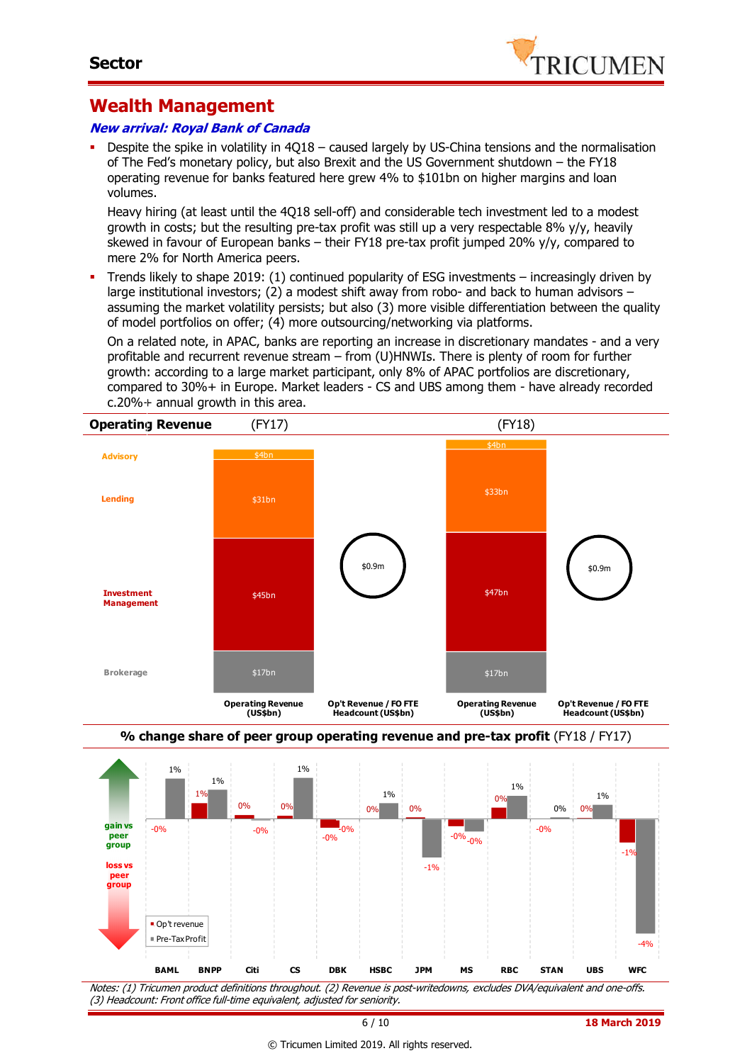# Wealth Management

### *New arrival: Royal Bank of Canada*

- Despite the spike in volatility in 4Q18 – caused largely by US-China tensions and the normalisation of The Fed's monetary policy, but also Brexit and the US Government shutdown – the FY18 operating revenue for banks featured here grew 4% to $101bn on higher margins and loan volumes.

  Heavy hiring (at least until the 4Q18 sell-off) and considerable tech investment led to a modest growth in costs; but the resulting pre-tax profit was still up a very respectable 8% y/y, heavily skewed in favour of European banks – their FY18 pre-tax profit jumped 20% y/y, compared to mere 2% for North America peers.

- Trends likely to shape 2019: (1) continued popularity of ESG investments – increasingly driven by large institutional investors; (2) a modest shift away from robo- and back to human advisors – assuming the market volatility persists; but also (3) more visible differentiation between the quality of model portfolios on offer; (4) more outsourcing/networking via platforms.

  On a related note, in APAC, banks are reporting an increase in discretionary mandates - and a very profitable and recurrent revenue stream – from (U)HNWIs. There is plenty of room for further growth: according to a large market participant, only 8% of APAC portfolios are discretionary, compared to 30%+ in Europe. Market leaders - CS and UBS among them - have already recorded c.20%+ annual growth in this area.

**Operating Revenue**

| | Operating Revenue (US$bn) (FY17) | Op't Revenue / FO FTE Headcount (US$bn) (FY17) | Operating Revenue (US$bn) (FY18) | Op't Revenue / FO FTE Headcount (US$bn) (FY18) |
|---|---|---|---|---|
| Advisory | $4bn | | $4bn | |
| Lending | $31bn | | $33bn | |
| Investment Management | $45bn | | $47bn | |
| Brokerage | $17bn | | $17bn | |
| Total | | $0.9m | | $0.9m |

**% change share of peer group operating revenue and pre-tax profit** (FY18 / FY17)

| | BAML | BNPP | Citi | CS | DBK | HSBC | JPM | MS | RBC | STAN | UBS | WFC |
|---|---|---|---|---|---|---|---|---|---|---|---|---|
| Op't revenue | -0% | 1% | 0% | 0% | -0% | 0% | 0% | -0% | 0% | -0% | 0% | -1% |
| Pre-Tax Profit | 1% | 1% | -0% | 1% | -0% | 1% | -1% | -0% | 1% | 0% | 1% | -4% |

(gain vs peer group / loss vs peer group)

*Notes: (1) Tricumen product definitions throughout. (2) Revenue is post-writedowns, excludes DVA/equivalent and one-offs. (3) Headcount: Front office full-time equivalent, adjusted for seniority.*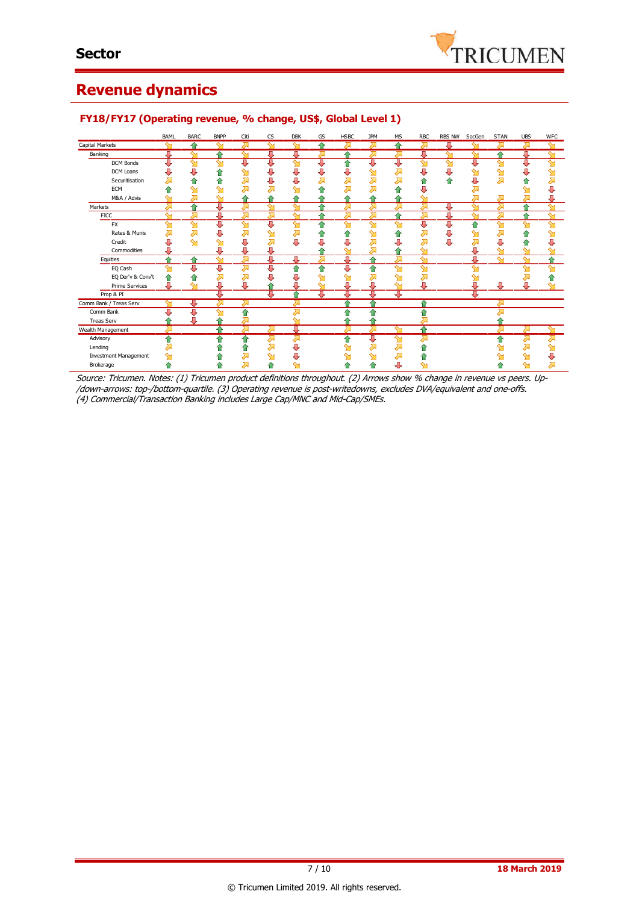# Sector

## Revenue dynamics

### FY18/FY17 (Operating revenue, % change, US$, Global Level 1)

| | BAML | BARC | BNPP | Citi | CS | DBK | GS | HSBC | JPM | MS | RBC | RBS NW | SocGen | STAN | UBS | WFC |
|---|---|---|---|---|---|---|---|---|---|---|---|---|---|---|---|---|
| Capital Markets | ↘ | ⇧ | ↘ | ↗ | ↘ | ↘ | ⇧ | ↗ | ↗ | ⇧ | ↗ | ⇩ | ↘ | ↗ | ↗ | ↘ |
| Banking | ⇩ | ↘ | ⇧ | ↘ | ⇩ | ⇩ | ↗ | ⇧ | ↗ | ↗ | ⇩ | ↘ | ↘ | ⇧ | ⇩ | ↘ |
| DCM Bonds | ⇩ | ↘ | ↘ | ⇩ | ⇩ | ↘ | ⇩ | ⇧ | ⇩ | ⇩ | ↘ | ↘ | ⇩ | ↘ | ⇩ | ↘ |
| DCM Loans | ⇩ | ⇩ | ⇧ | ↘ | ⇩ | ⇩ | ⇩ | ⇩ | ↘ | ↗ | ⇩ | ⇩ | ↘ | ↘ | ⇩ | ↘ |
| Securitisation | ↗ | ⇧ | ⇧ | ↗ | ⇩ | ⇩ | ↗ | ↗ | ↗ | ↗ | ⇧ | ⇧ | ⇩ | ↗ | ⇧ | ↗ |
| ECM | ⇧ | ↘ | ↘ | ↗ | ↗ | ↘ | ⇧ | ↗ | ↗ | ⇧ | ⇩ | | ↗ | | ↘ | ⇩ |
| M&A / Advis | ↘ | ↗ | ↘ | ⇧ | ⇧ | ⇧ | ⇧ | ⇧ | ⇧ | ⇧ | ↘ | | ↗ | ↗ | ↗ | ⇩ |
| Markets | ↗ | ⇧ | ⇩ | ↗ | ↘ | ↘ | ⇧ | ↗ | ↗ | ↗ | ↗ | ⇩ | ↘ | ↗ | ⇧ | ↘ |
| FICC | ↘ | ↗ | ⇩ | ↗ | ↗ | ↘ | ⇧ | ↗ | ↗ | ⇧ | ↗ | ⇩ | ↘ | ↗ | ⇧ | ↘ |
| FX | ↘ | ↘ | ⇩ | ↘ | ⇩ | ↘ | ⇧ | ↘ | ↘ | ↘ | ⇩ | ⇩ | ⇧ | ↘ | ↘ | ↘ |
| Rates & Munis | ↗ | ↗ | ⇩ | ↗ | ↘ | ↗ | ⇧ | ⇧ | ↘ | ⇧ | ↗ | ⇩ | ↘ | ↗ | ⇧ | ↘ |
| Credit | ⇩ | ↘ | ↘ | ⇩ | ↗ | ⇩ | ⇩ | ⇩ | ↗ | ⇩ | ↗ | ⇩ | ↗ | ⇩ | ⇧ | ⇩ |
| Commodities | ⇩ | | ⇩ | ⇩ | ⇩ | | ⇧ | ↘ | ↗ | ⇧ | ↘ | | ⇩ | ↘ | ↘ | ↘ |
| Equities | ⇧ | ⇧ | ↘ | ↗ | ⇩ | ⇩ | ↗ | ⇩ | ⇧ | ↗ | ↘ | | ⇩ | ↘ | ↘ | ⇧ |
| EQ Cash | ↘ | ⇩ | ⇩ | ↗ | ⇩ | ⇧ | ⇧ | ⇩ | ⇧ | ↘ | ↘ | | ↘ | | ↘ | ↘ |
| EQ Der'v & Conv't | ⇧ | ⇧ | ↗ | ↗ | ⇩ | ⇩ | ↘ | ↘ | ↗ | ↘ | ↗ | | ↘ | | ↗ | ⇧ |
| Prime Services | ⇩ | ↘ | ⇩ | ⇩ | ⇧ | ⇩ | ↘ | ⇩ | ⇩ | ↘ | ⇩ | | ⇩ | ⇩ | ⇩ | ↘ |
| Prop & PI | | | ⇩ | | ⇩ | ⇧ | ⇩ | ⇩ | ⇩ | ⇩ | | | ⇩ | | | |
| Comm Bank / Treas Serv | ↘ | ⇩ | ↗ | ↗ | | ↗ | | ⇧ | ⇧ | | ⇧ | | | ↗ | | |
| Comm Bank | ⇩ | ⇩ | ↘ | ⇧ | | ↗ | | ⇧ | ⇧ | | ⇧ | | | ↗ | | |
| Treas Serv | ⇧ | ⇩ | ⇧ | ↗ | | ↘ | | ⇧ | ⇧ | | ↗ | | | ⇧ | | |
| Wealth Management | ↗ | | ⇧ | ↗ | ↗ | ⇩ | | ↗ | ↗ | ↘ | ⇧ | | | ↗ | ↗ | ↘ |
| Advisory | ⇧ | | ⇧ | ⇧ | ↗ | ↗ | | ⇧ | ⇩ | ↘ | ↗ | | | ⇧ | ↗ | ↗ |
| Lending | ↗ | | ⇧ | ⇧ | ↗ | ⇩ | | ↘ | ↗ | ↗ | ⇧ | | | ↘ | ↗ | ↘ |
| Investment Management | ↘ | | ⇧ | ↗ | ↘ | ⇩ | | ↘ | ↘ | ↗ | ⇧ | | | ↘ | ↘ | ⇩ |
| Brokerage | ⇧ | | ⇧ | ↗ | ⇧ | ↘ | | ⇧ | ⇧ | ⇩ | ↘ | | | ⇧ | ↘ | ↗ |

*Source: Tricumen. Notes: (1) Tricumen product definitions throughout. (2) Arrows show % change in revenue vs peers. Up-/down-arrows: top-/bottom-quartile. (3) Operating revenue is post-writedowns, excludes DVA/equivalent and one-offs. (4) Commercial/Transaction Banking includes Large Cap/MNC and Mid-Cap/SMEs.*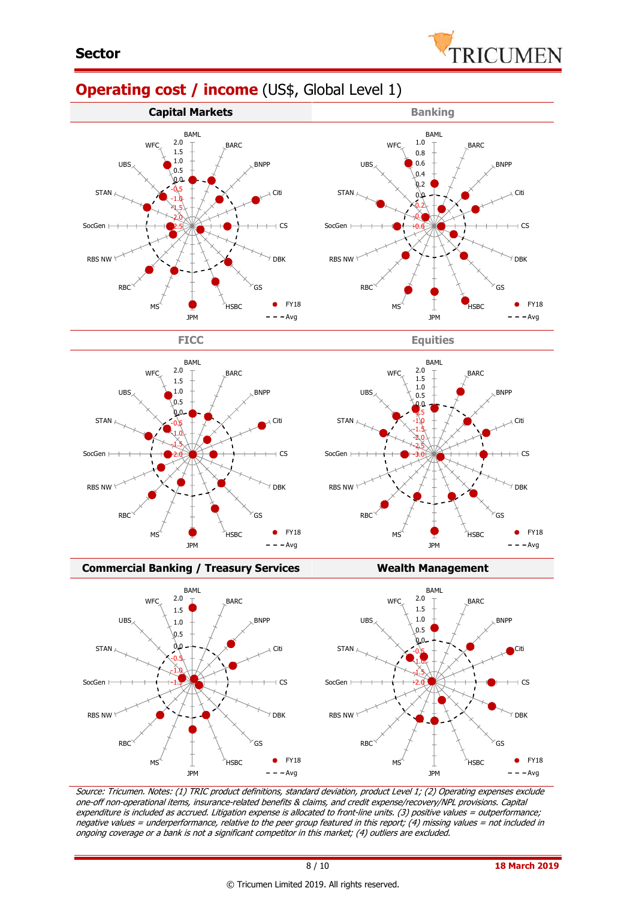Sector

# Operating cost / income (US$, Global Level 1)

## Capital Markets

## Banking

## FICC

## Equities

## Commercial Banking / Treasury Services

## Wealth Management

*Source: Tricumen. Notes: (1) TRIC product definitions, standard deviation, product Level 1; (2) Operating expenses exclude one-off non-operational items, insurance-related benefits & claims, and credit expense/recovery/NPL provisions. Capital expenditure is included as accrued. Litigation expense is allocated to front-line units. (3) positive values = outperformance; negative values = underperformance, relative to the peer group featured in this report; (4) missing values = not included in ongoing coverage or a bank is not a significant competitor in this market; (4) outliers are excluded.*

18 March 2019

© Tricumen Limited 2019. All rights reserved.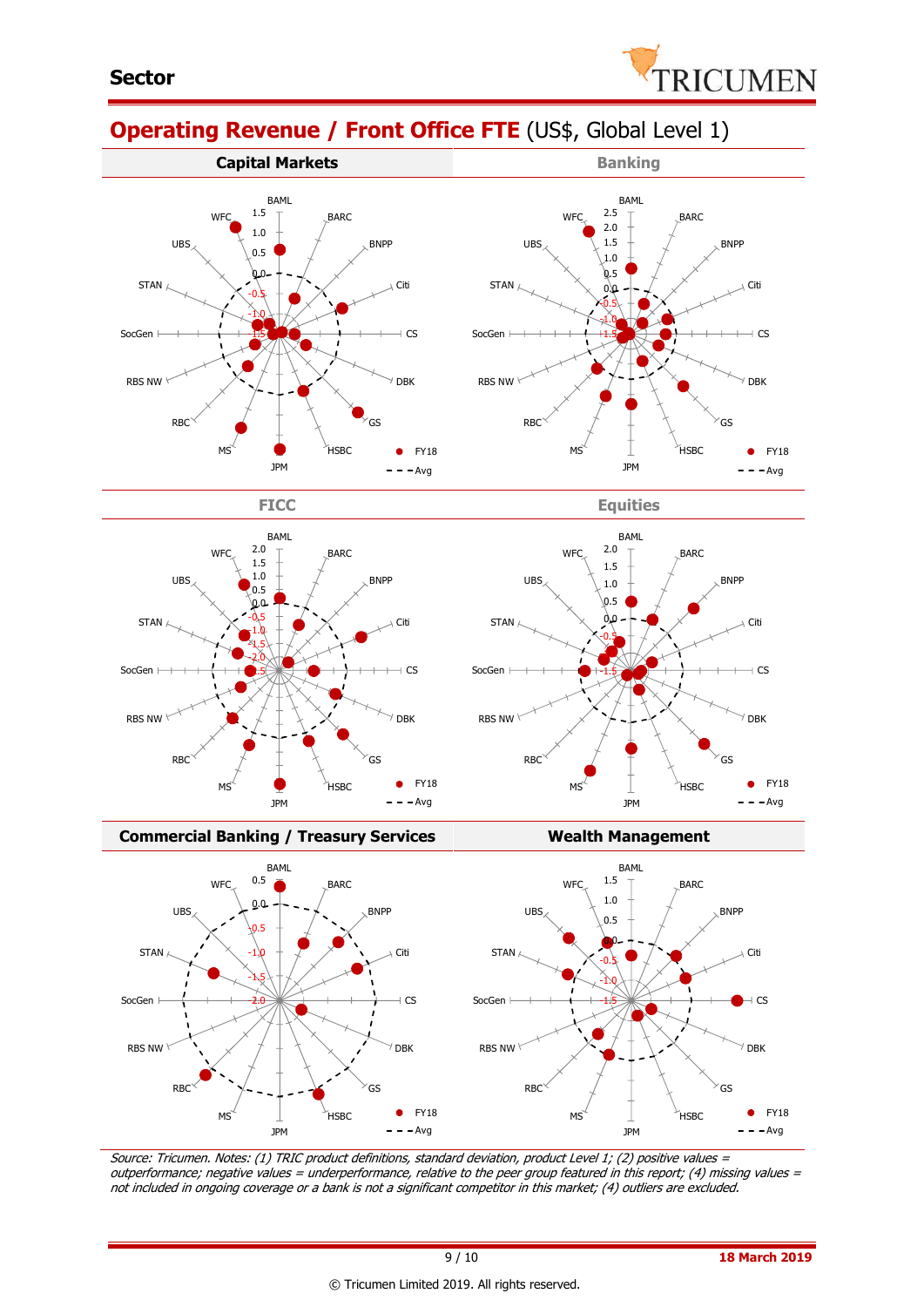**Sector**

## Operating Revenue / Front Office FTE (US$, Global Level 1)

### Capital Markets

BAML, BARC, BNPP, Citi, CS, DBK, GS, HSBC, JPM, MS, RBC, RBS NW, SocGen, STAN, UBS, WFC

1.5, 1.0, 0.5, 0.0, -0.5, -1.0, -1.5

FY18 / Avg

### Banking

BAML, BARC, BNPP, Citi, CS, DBK, GS, HSBC, JPM, MS, RBC, RBS NW, SocGen, STAN, UBS, WFC

2.5, 2.0, 1.5, 1.0, 0.5, 0.0, -0.5, -1.0, -1.5

FY18 / Avg

### FICC

BAML, BARC, BNPP, Citi, CS, DBK, GS, HSBC, JPM, MS, RBC, RBS NW, SocGen, STAN, UBS, WFC

2.0, 1.5, 1.0, 0.5, 0.0, -0.5, -1.0, -1.5, -2.0, -2.5

FY18 / Avg

### Equities

BAML, BARC, BNPP, Citi, CS, DBK, GS, HSBC, JPM, MS, RBC, RBS NW, SocGen, STAN, UBS, WFC

2.0, 1.5, 1.0, 0.5, 0.0, -0.5, -1.0, -1.5

FY18 / Avg

### Commercial Banking / Treasury Services

BAML, BARC, BNPP, Citi, CS, DBK, GS, HSBC, JPM, MS, RBC, RBS NW, SocGen, STAN, UBS, WFC

0.5, 0.0, -0.5, -1.0, -1.5, -2.0

FY18 / Avg

### Wealth Management

BAML, BARC, BNPP, Citi, CS, DBK, GS, HSBC, JPM, MS, RBC, RBS NW, SocGen, STAN, UBS, WFC

1.5, 1.0, 0.5, 0.0, -0.5, -1.0, -1.5

FY18 / Avg

*Source: Tricumen. Notes: (1) TRIC product definitions, standard deviation, product Level 1; (2) positive values = outperformance; negative values = underperformance, relative to the peer group featured in this report; (4) missing values = not included in ongoing coverage or a bank is not a significant competitor in this market; (4) outliers are excluded.*

**18 March 2019**

© Tricumen Limited 2019. All rights reserved.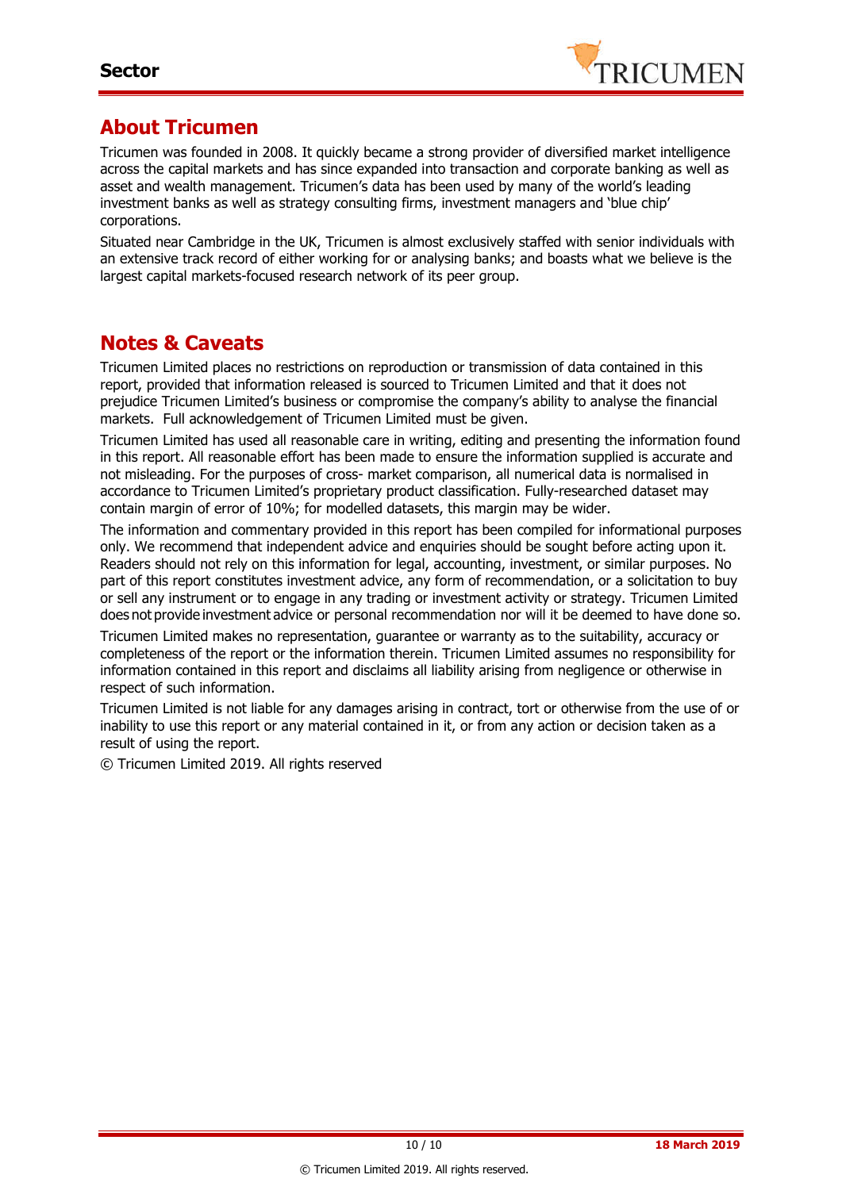## About Tricumen

Tricumen was founded in 2008. It quickly became a strong provider of diversified market intelligence across the capital markets and has since expanded into transaction and corporate banking as well as asset and wealth management. Tricumen's data has been used by many of the world's leading investment banks as well as strategy consulting firms, investment managers and 'blue chip' corporations.

Situated near Cambridge in the UK, Tricumen is almost exclusively staffed with senior individuals with an extensive track record of either working for or analysing banks; and boasts what we believe is the largest capital markets-focused research network of its peer group.

## Notes & Caveats

Tricumen Limited places no restrictions on reproduction or transmission of data contained in this report, provided that information released is sourced to Tricumen Limited and that it does not prejudice Tricumen Limited's business or compromise the company's ability to analyse the financial markets. Full acknowledgement of Tricumen Limited must be given.

Tricumen Limited has used all reasonable care in writing, editing and presenting the information found in this report. All reasonable effort has been made to ensure the information supplied is accurate and not misleading. For the purposes of cross- market comparison, all numerical data is normalised in accordance to Tricumen Limited's proprietary product classification. Fully-researched dataset may contain margin of error of 10%; for modelled datasets, this margin may be wider.

The information and commentary provided in this report has been compiled for informational purposes only. We recommend that independent advice and enquiries should be sought before acting upon it. Readers should not rely on this information for legal, accounting, investment, or similar purposes. No part of this report constitutes investment advice, any form of recommendation, or a solicitation to buy or sell any instrument or to engage in any trading or investment activity or strategy. Tricumen Limited does not provide investment advice or personal recommendation nor will it be deemed to have done so.

Tricumen Limited makes no representation, guarantee or warranty as to the suitability, accuracy or completeness of the report or the information therein. Tricumen Limited assumes no responsibility for information contained in this report and disclaims all liability arising from negligence or otherwise in respect of such information.

Tricumen Limited is not liable for any damages arising in contract, tort or otherwise from the use of or inability to use this report or any material contained in it, or from any action or decision taken as a result of using the report.

© Tricumen Limited 2019. All rights reserved